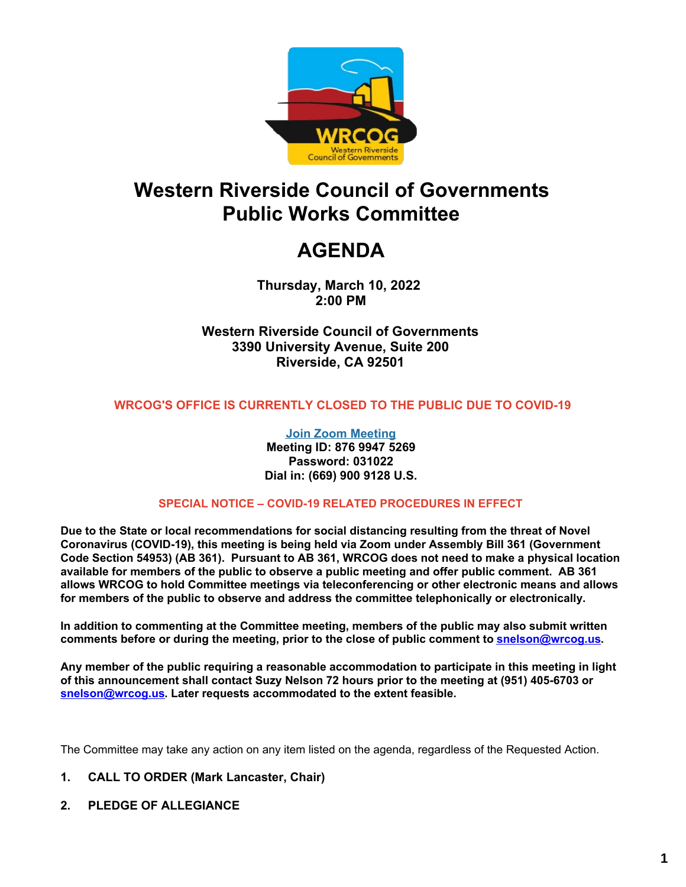# Western Riverside Council of Governments
# Public Works Committee

## AGENDA

**Thursday, March 10, 2022**
**2:00 PM**

**Western Riverside Council of Governments**
**3390 University Avenue, Suite 200**
**Riverside, CA 92501**

**WRCOG'S OFFICE IS CURRENTLY CLOSED TO THE PUBLIC DUE TO COVID-19**

**Join Zoom Meeting**
**Meeting ID: 876 9947 5269**
**Password: 031022**
**Dial in: (669) 900 9128 U.S.**

**SPECIAL NOTICE – COVID-19 RELATED PROCEDURES IN EFFECT**

**Due to the State or local recommendations for social distancing resulting from the threat of Novel Coronavirus (COVID-19), this meeting is being held via Zoom under Assembly Bill 361 (Government Code Section 54953) (AB 361). Pursuant to AB 361, WRCOG does not need to make a physical location available for members of the public to observe a public meeting and offer public comment. AB 361 allows WRCOG to hold Committee meetings via teleconferencing or other electronic means and allows for members of the public to observe and address the committee telephonically or electronically.**

**In addition to commenting at the Committee meeting, members of the public may also submit written comments before or during the meeting, prior to the close of public comment to snelson@wrcog.us.**

**Any member of the public requiring a reasonable accommodation to participate in this meeting in light of this announcement shall contact Suzy Nelson 72 hours prior to the meeting at (951) 405-6703 or snelson@wrcog.us. Later requests accommodated to the extent feasible.**

The Committee may take any action on any item listed on the agenda, regardless of the Requested Action.

**1. CALL TO ORDER (Mark Lancaster, Chair)**

**2. PLEDGE OF ALLEGIANCE**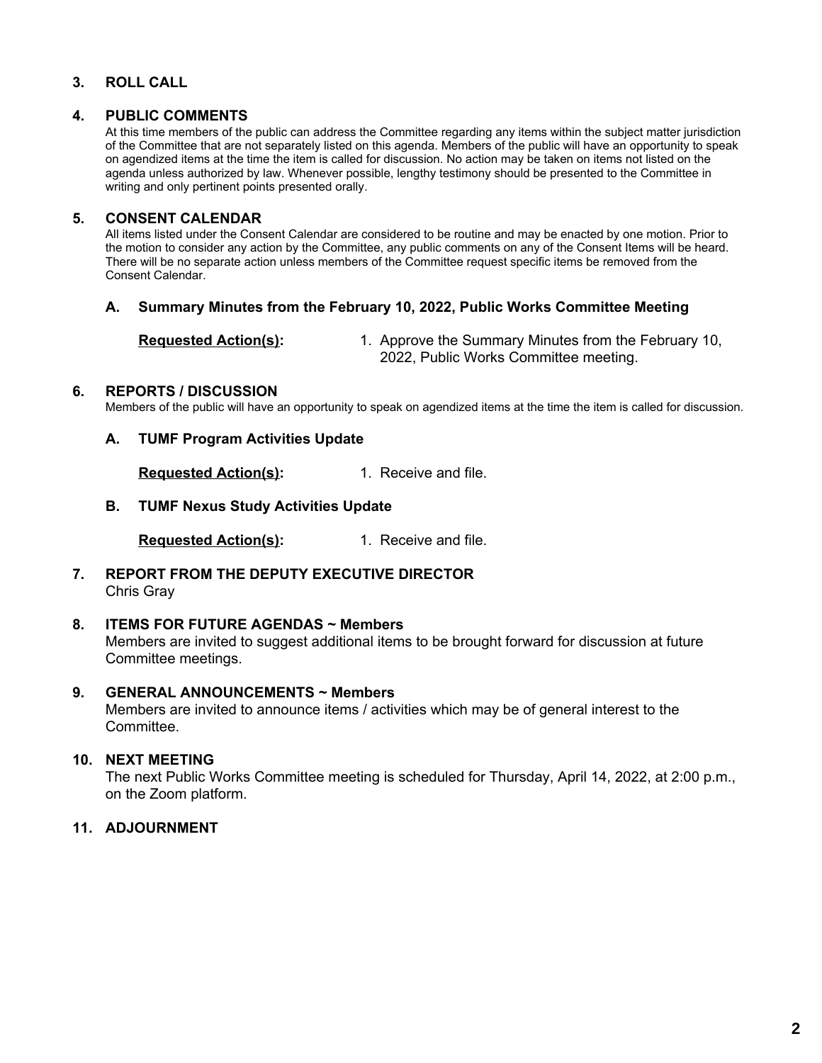### 3. ROLL CALL

### 4. PUBLIC COMMENTS

At this time members of the public can address the Committee regarding any items within the subject matter jurisdiction of the Committee that are not separately listed on this agenda. Members of the public will have an opportunity to speak on agendized items at the time the item is called for discussion. No action may be taken on items not listed on the agenda unless authorized by law. Whenever possible, lengthy testimony should be presented to the Committee in writing and only pertinent points presented orally.

### 5. CONSENT CALENDAR

All items listed under the Consent Calendar are considered to be routine and may be enacted by one motion. Prior to the motion to consider any action by the Committee, any public comments on any of the Consent Items will be heard. There will be no separate action unless members of the Committee request specific items be removed from the Consent Calendar.

#### A. Summary Minutes from the February 10, 2022, Public Works Committee Meeting

**Requested Action(s):** 1. Approve the Summary Minutes from the February 10, 2022, Public Works Committee meeting.

### 6. REPORTS / DISCUSSION

Members of the public will have an opportunity to speak on agendized items at the time the item is called for discussion.

#### A. TUMF Program Activities Update

**Requested Action(s):** 1. Receive and file.

#### B. TUMF Nexus Study Activities Update

**Requested Action(s):** 1. Receive and file.

### 7. REPORT FROM THE DEPUTY EXECUTIVE DIRECTOR

Chris Gray

### 8. ITEMS FOR FUTURE AGENDAS ~ Members

Members are invited to suggest additional items to be brought forward for discussion at future Committee meetings.

### 9. GENERAL ANNOUNCEMENTS ~ Members

Members are invited to announce items / activities which may be of general interest to the Committee.

### 10. NEXT MEETING

The next Public Works Committee meeting is scheduled for Thursday, April 14, 2022, at 2:00 p.m., on the Zoom platform.

### 11. ADJOURNMENT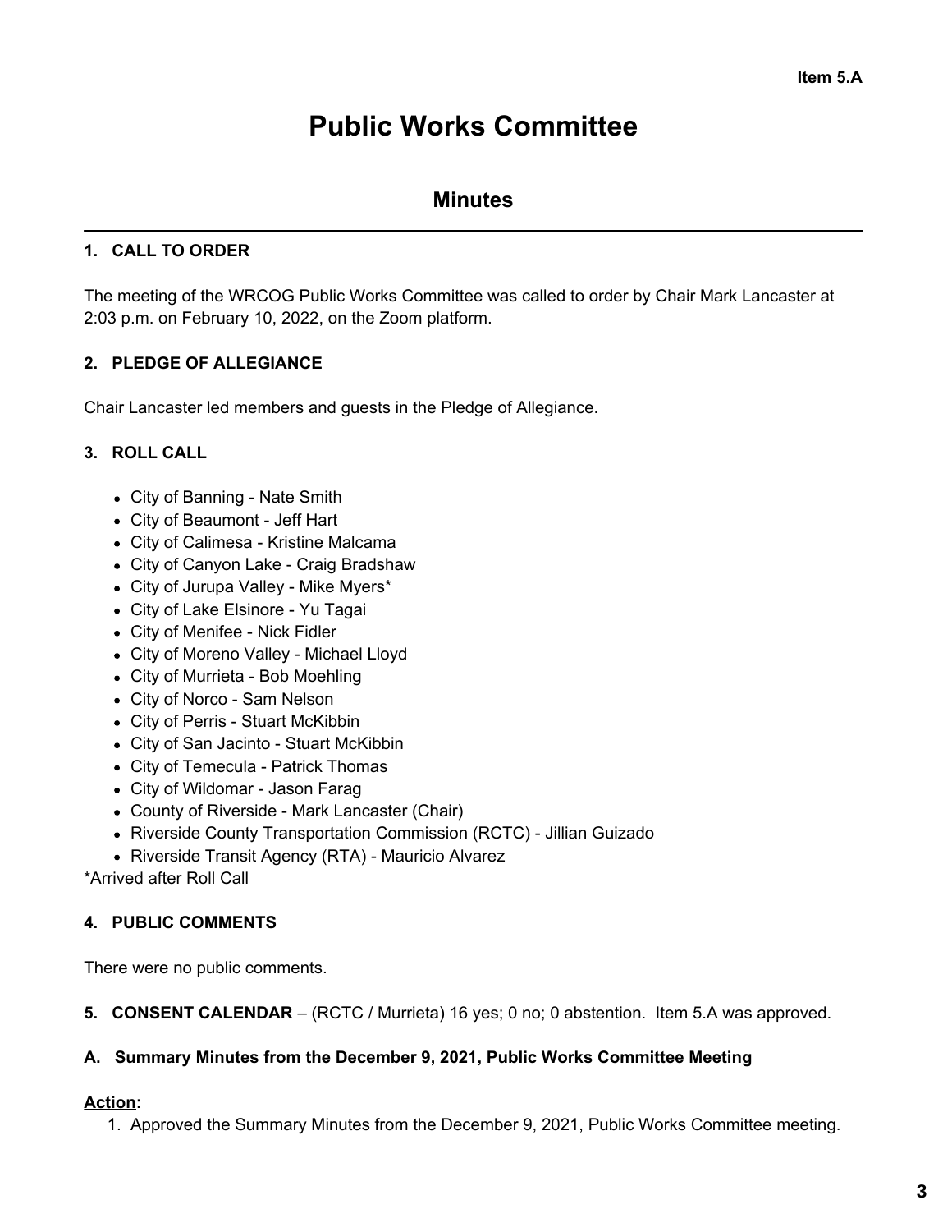Item 5.A

# Public Works Committee

## Minutes

### 1. CALL TO ORDER

The meeting of the WRCOG Public Works Committee was called to order by Chair Mark Lancaster at 2:03 p.m. on February 10, 2022, on the Zoom platform.

### 2. PLEDGE OF ALLEGIANCE

Chair Lancaster led members and guests in the Pledge of Allegiance.

### 3. ROLL CALL

- City of Banning - Nate Smith
- City of Beaumont - Jeff Hart
- City of Calimesa - Kristine Malcama
- City of Canyon Lake - Craig Bradshaw
- City of Jurupa Valley - Mike Myers*
- City of Lake Elsinore - Yu Tagai
- City of Menifee - Nick Fidler
- City of Moreno Valley - Michael Lloyd
- City of Murrieta - Bob Moehling
- City of Norco - Sam Nelson
- City of Perris - Stuart McKibbin
- City of San Jacinto - Stuart McKibbin
- City of Temecula - Patrick Thomas
- City of Wildomar - Jason Farag
- County of Riverside - Mark Lancaster (Chair)
- Riverside County Transportation Commission (RCTC) - Jillian Guizado
- Riverside Transit Agency (RTA) - Mauricio Alvarez

*Arrived after Roll Call

### 4. PUBLIC COMMENTS

There were no public comments.

**5. CONSENT CALENDAR** – (RCTC / Murrieta) 16 yes; 0 no; 0 abstention. Item 5.A was approved.

### A. Summary Minutes from the December 9, 2021, Public Works Committee Meeting

**Action:**

1. Approved the Summary Minutes from the December 9, 2021, Public Works Committee meeting.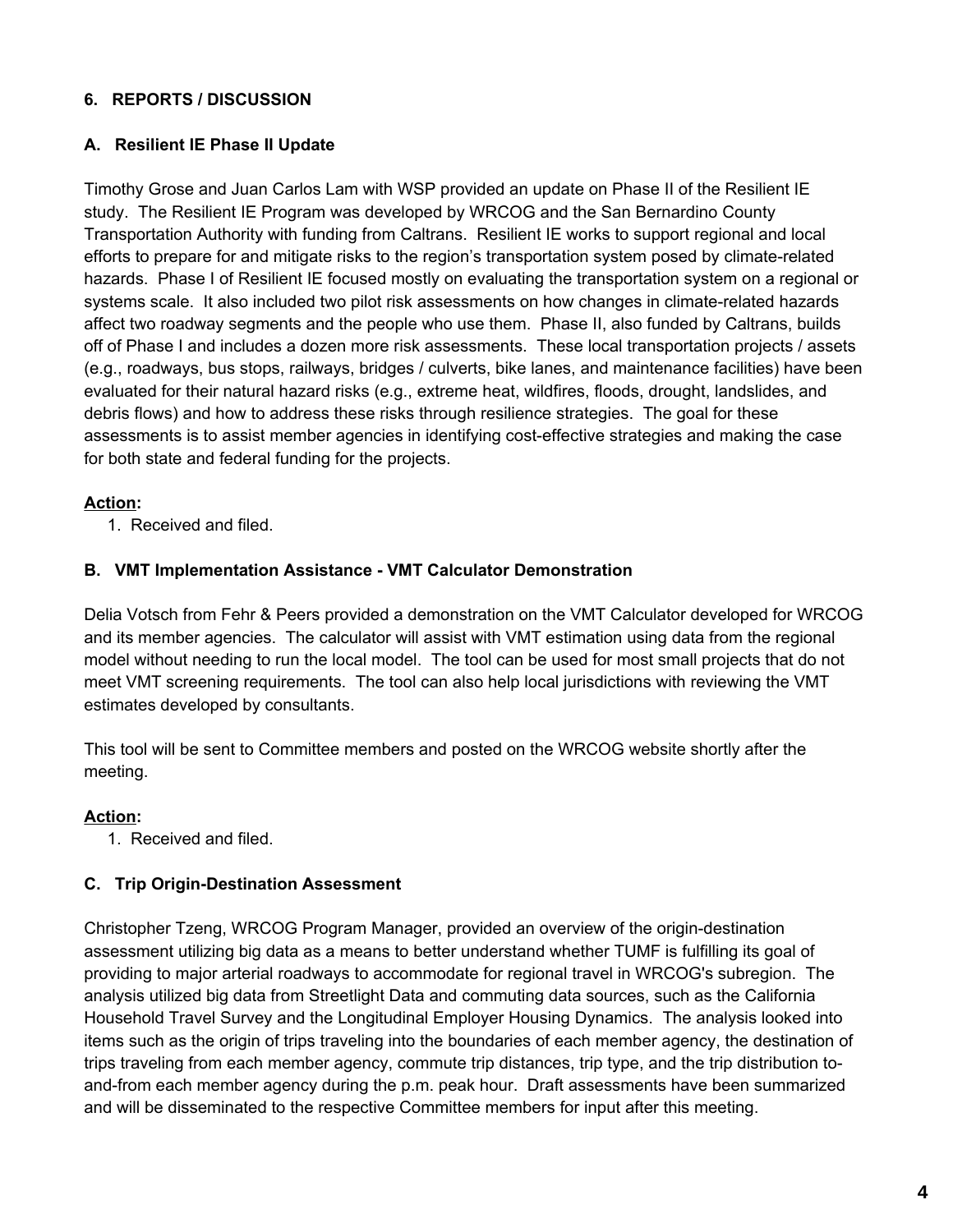## 6. REPORTS / DISCUSSION

### A. Resilient IE Phase II Update

Timothy Grose and Juan Carlos Lam with WSP provided an update on Phase II of the Resilient IE study. The Resilient IE Program was developed by WRCOG and the San Bernardino County Transportation Authority with funding from Caltrans. Resilient IE works to support regional and local efforts to prepare for and mitigate risks to the region's transportation system posed by climate-related hazards. Phase I of Resilient IE focused mostly on evaluating the transportation system on a regional or systems scale. It also included two pilot risk assessments on how changes in climate-related hazards affect two roadway segments and the people who use them. Phase II, also funded by Caltrans, builds off of Phase I and includes a dozen more risk assessments. These local transportation projects / assets (e.g., roadways, bus stops, railways, bridges / culverts, bike lanes, and maintenance facilities) have been evaluated for their natural hazard risks (e.g., extreme heat, wildfires, floods, drought, landslides, and debris flows) and how to address these risks through resilience strategies. The goal for these assessments is to assist member agencies in identifying cost-effective strategies and making the case for both state and federal funding for the projects.

**Action:**

1. Received and filed.

### B. VMT Implementation Assistance - VMT Calculator Demonstration

Delia Votsch from Fehr & Peers provided a demonstration on the VMT Calculator developed for WRCOG and its member agencies. The calculator will assist with VMT estimation using data from the regional model without needing to run the local model. The tool can be used for most small projects that do not meet VMT screening requirements. The tool can also help local jurisdictions with reviewing the VMT estimates developed by consultants.

This tool will be sent to Committee members and posted on the WRCOG website shortly after the meeting.

**Action:**

1. Received and filed.

### C. Trip Origin-Destination Assessment

Christopher Tzeng, WRCOG Program Manager, provided an overview of the origin-destination assessment utilizing big data as a means to better understand whether TUMF is fulfilling its goal of providing to major arterial roadways to accommodate for regional travel in WRCOG's subregion. The analysis utilized big data from Streetlight Data and commuting data sources, such as the California Household Travel Survey and the Longitudinal Employer Housing Dynamics. The analysis looked into items such as the origin of trips traveling into the boundaries of each member agency, the destination of trips traveling from each member agency, commute trip distances, trip type, and the trip distribution to-and-from each member agency during the p.m. peak hour. Draft assessments have been summarized and will be disseminated to the respective Committee members for input after this meeting.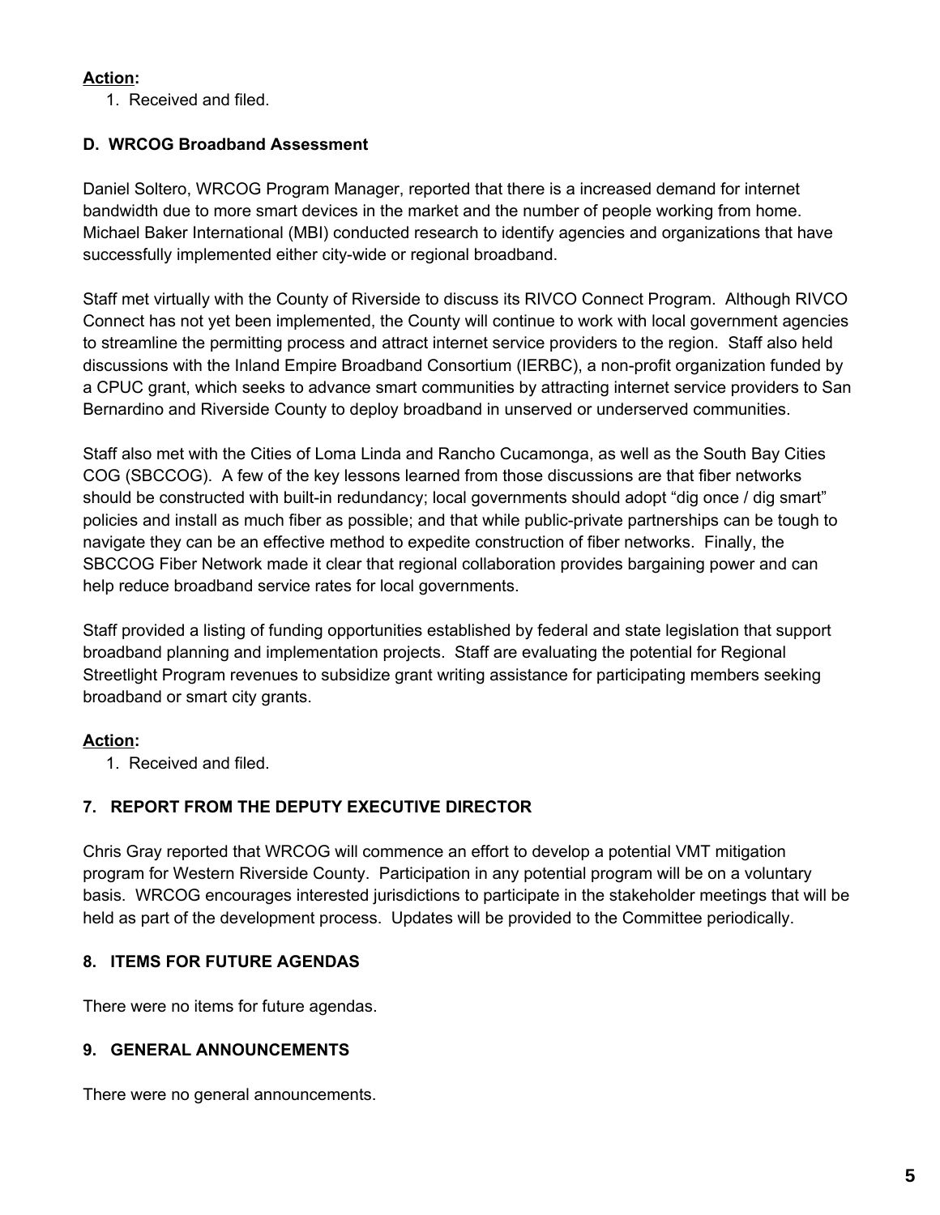**Action:**

1. Received and filed.

### D. WRCOG Broadband Assessment

Daniel Soltero, WRCOG Program Manager, reported that there is a increased demand for internet bandwidth due to more smart devices in the market and the number of people working from home. Michael Baker International (MBI) conducted research to identify agencies and organizations that have successfully implemented either city-wide or regional broadband.

Staff met virtually with the County of Riverside to discuss its RIVCO Connect Program. Although RIVCO Connect has not yet been implemented, the County will continue to work with local government agencies to streamline the permitting process and attract internet service providers to the region. Staff also held discussions with the Inland Empire Broadband Consortium (IERBC), a non-profit organization funded by a CPUC grant, which seeks to advance smart communities by attracting internet service providers to San Bernardino and Riverside County to deploy broadband in unserved or underserved communities.

Staff also met with the Cities of Loma Linda and Rancho Cucamonga, as well as the South Bay Cities COG (SBCCOG). A few of the key lessons learned from those discussions are that fiber networks should be constructed with built-in redundancy; local governments should adopt "dig once / dig smart" policies and install as much fiber as possible; and that while public-private partnerships can be tough to navigate they can be an effective method to expedite construction of fiber networks. Finally, the SBCCOG Fiber Network made it clear that regional collaboration provides bargaining power and can help reduce broadband service rates for local governments.

Staff provided a listing of funding opportunities established by federal and state legislation that support broadband planning and implementation projects. Staff are evaluating the potential for Regional Streetlight Program revenues to subsidize grant writing assistance for participating members seeking broadband or smart city grants.

**Action:**

1. Received and filed.

## 7. REPORT FROM THE DEPUTY EXECUTIVE DIRECTOR

Chris Gray reported that WRCOG will commence an effort to develop a potential VMT mitigation program for Western Riverside County. Participation in any potential program will be on a voluntary basis. WRCOG encourages interested jurisdictions to participate in the stakeholder meetings that will be held as part of the development process. Updates will be provided to the Committee periodically.

## 8. ITEMS FOR FUTURE AGENDAS

There were no items for future agendas.

## 9. GENERAL ANNOUNCEMENTS

There were no general announcements.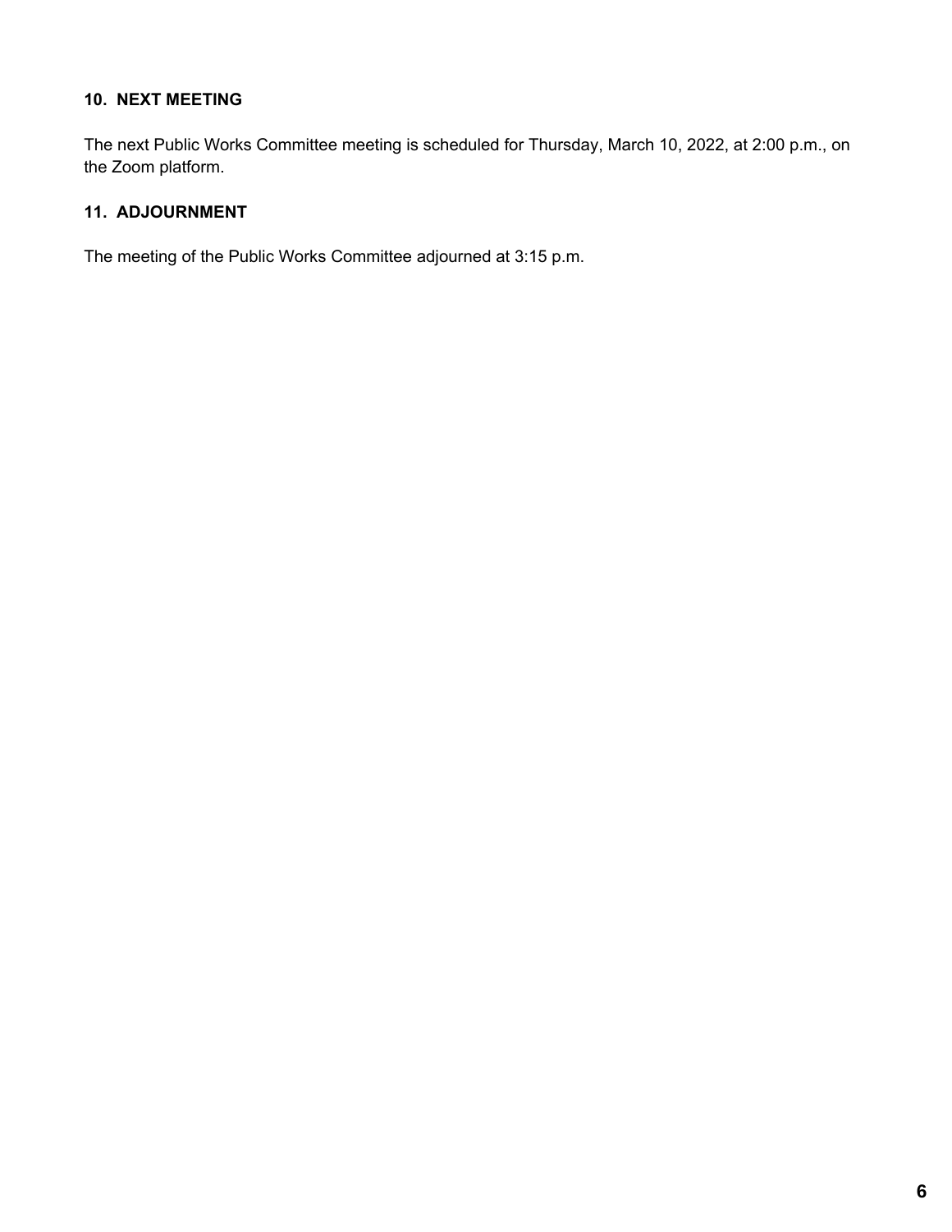**10. NEXT MEETING**

The next Public Works Committee meeting is scheduled for Thursday, March 10, 2022, at 2:00 p.m., on the Zoom platform.

**11. ADJOURNMENT**

The meeting of the Public Works Committee adjourned at 3:15 p.m.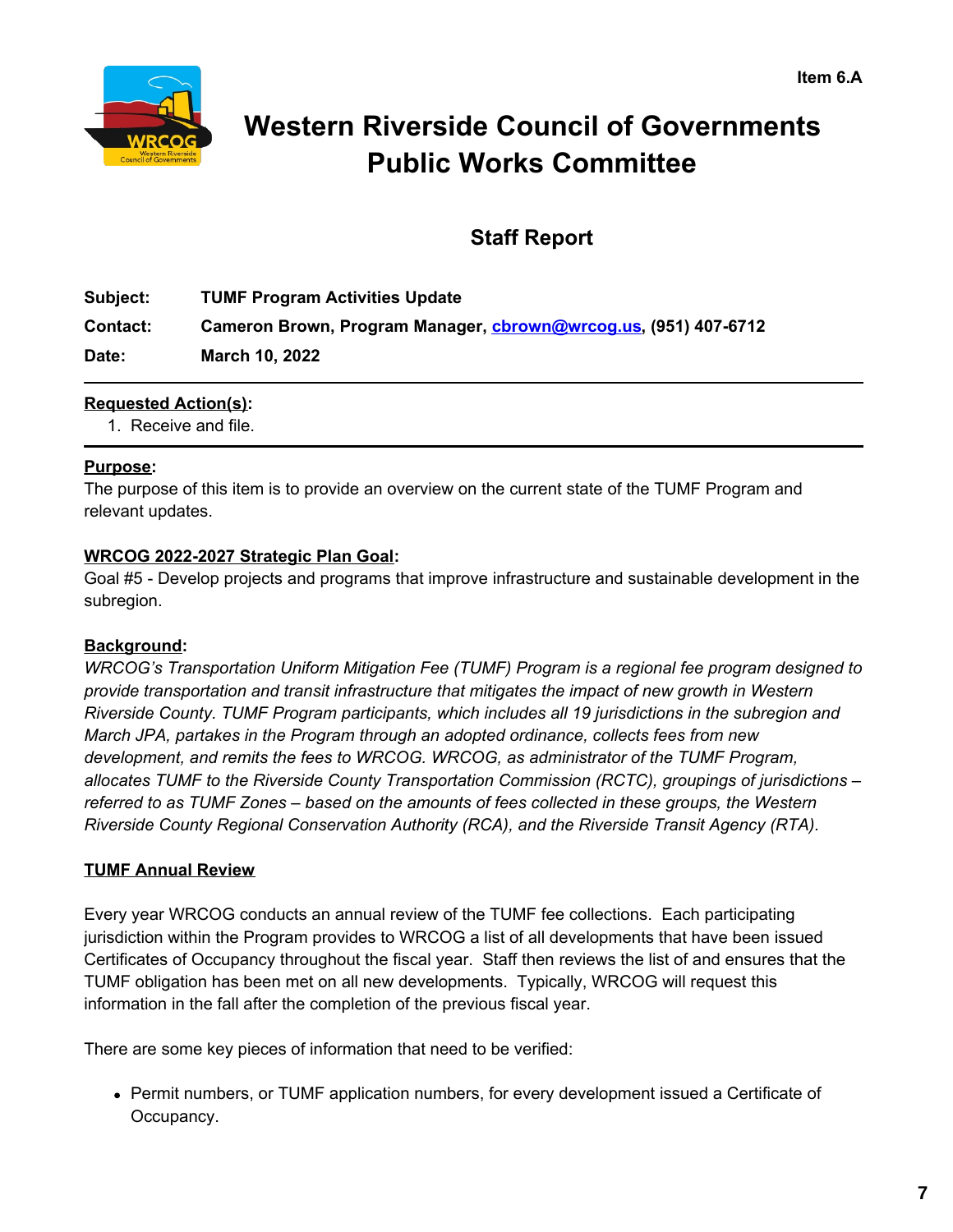Item 6.A

# Western Riverside Council of Governments Public Works Committee

## Staff Report

**Subject:** **TUMF Program Activities Update**

**Contact:** **Cameron Brown, Program Manager, cbrown@wrcog.us, (951) 407-6712**

**Date:** **March 10, 2022**

---

**Requested Action(s):**

1. Receive and file.

---

**Purpose:**

The purpose of this item is to provide an overview on the current state of the TUMF Program and relevant updates.

**WRCOG 2022-2027 Strategic Plan Goal:**

Goal #5 - Develop projects and programs that improve infrastructure and sustainable development in the subregion.

**Background:**

*WRCOG's Transportation Uniform Mitigation Fee (TUMF) Program is a regional fee program designed to provide transportation and transit infrastructure that mitigates the impact of new growth in Western Riverside County. TUMF Program participants, which includes all 19 jurisdictions in the subregion and March JPA, partakes in the Program through an adopted ordinance, collects fees from new development, and remits the fees to WRCOG. WRCOG, as administrator of the TUMF Program, allocates TUMF to the Riverside County Transportation Commission (RCTC), groupings of jurisdictions – referred to as TUMF Zones – based on the amounts of fees collected in these groups, the Western Riverside County Regional Conservation Authority (RCA), and the Riverside Transit Agency (RTA).*

**TUMF Annual Review**

Every year WRCOG conducts an annual review of the TUMF fee collections. Each participating jurisdiction within the Program provides to WRCOG a list of all developments that have been issued Certificates of Occupancy throughout the fiscal year. Staff then reviews the list of and ensures that the TUMF obligation has been met on all new developments. Typically, WRCOG will request this information in the fall after the completion of the previous fiscal year.

There are some key pieces of information that need to be verified:

- Permit numbers, or TUMF application numbers, for every development issued a Certificate of Occupancy.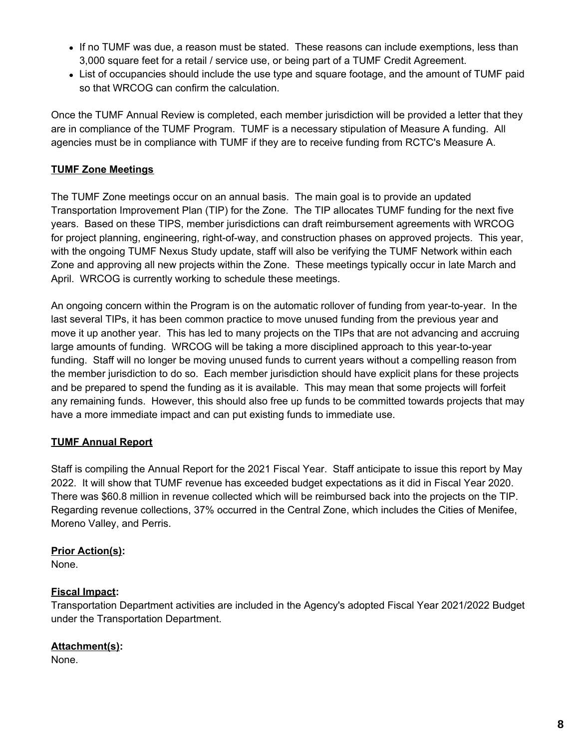- If no TUMF was due, a reason must be stated. These reasons can include exemptions, less than 3,000 square feet for a retail / service use, or being part of a TUMF Credit Agreement.
- List of occupancies should include the use type and square footage, and the amount of TUMF paid so that WRCOG can confirm the calculation.

Once the TUMF Annual Review is completed, each member jurisdiction will be provided a letter that they are in compliance of the TUMF Program. TUMF is a necessary stipulation of Measure A funding. All agencies must be in compliance with TUMF if they are to receive funding from RCTC's Measure A.

**TUMF Zone Meetings**

The TUMF Zone meetings occur on an annual basis. The main goal is to provide an updated Transportation Improvement Plan (TIP) for the Zone. The TIP allocates TUMF funding for the next five years. Based on these TIPS, member jurisdictions can draft reimbursement agreements with WRCOG for project planning, engineering, right-of-way, and construction phases on approved projects. This year, with the ongoing TUMF Nexus Study update, staff will also be verifying the TUMF Network within each Zone and approving all new projects within the Zone. These meetings typically occur in late March and April. WRCOG is currently working to schedule these meetings.

An ongoing concern within the Program is on the automatic rollover of funding from year-to-year. In the last several TIPs, it has been common practice to move unused funding from the previous year and move it up another year. This has led to many projects on the TIPs that are not advancing and accruing large amounts of funding. WRCOG will be taking a more disciplined approach to this year-to-year funding. Staff will no longer be moving unused funds to current years without a compelling reason from the member jurisdiction to do so. Each member jurisdiction should have explicit plans for these projects and be prepared to spend the funding as it is available. This may mean that some projects will forfeit any remaining funds. However, this should also free up funds to be committed towards projects that may have a more immediate impact and can put existing funds to immediate use.

**TUMF Annual Report**

Staff is compiling the Annual Report for the 2021 Fiscal Year. Staff anticipate to issue this report by May 2022. It will show that TUMF revenue has exceeded budget expectations as it did in Fiscal Year 2020. There was $60.8 million in revenue collected which will be reimbursed back into the projects on the TIP. Regarding revenue collections, 37% occurred in the Central Zone, which includes the Cities of Menifee, Moreno Valley, and Perris.

**Prior Action(s):**
None.

**Fiscal Impact:**
Transportation Department activities are included in the Agency's adopted Fiscal Year 2021/2022 Budget under the Transportation Department.

**Attachment(s):**
None.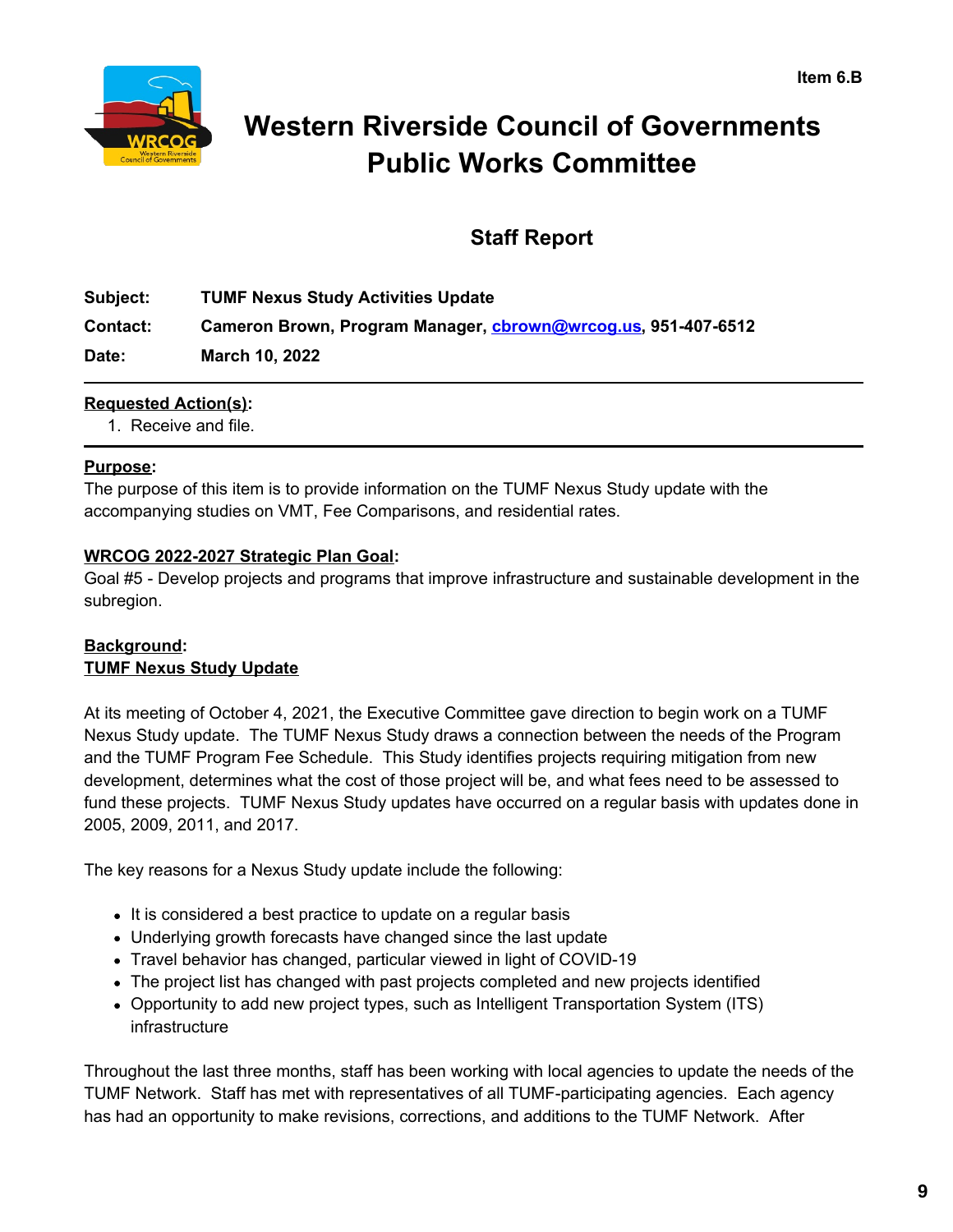Item 6.B

# Western Riverside Council of Governments Public Works Committee

## Staff Report

**Subject:** **TUMF Nexus Study Activities Update**

**Contact:** **Cameron Brown, Program Manager, cbrown@wrcog.us, 951-407-6512**

**Date:** **March 10, 2022**

---

**Requested Action(s):**

1. Receive and file.

---

**Purpose:**

The purpose of this item is to provide information on the TUMF Nexus Study update with the accompanying studies on VMT, Fee Comparisons, and residential rates.

**WRCOG 2022-2027 Strategic Plan Goal:**

Goal #5 - Develop projects and programs that improve infrastructure and sustainable development in the subregion.

**Background:**

**TUMF Nexus Study Update**

At its meeting of October 4, 2021, the Executive Committee gave direction to begin work on a TUMF Nexus Study update. The TUMF Nexus Study draws a connection between the needs of the Program and the TUMF Program Fee Schedule. This Study identifies projects requiring mitigation from new development, determines what the cost of those project will be, and what fees need to be assessed to fund these projects. TUMF Nexus Study updates have occurred on a regular basis with updates done in 2005, 2009, 2011, and 2017.

The key reasons for a Nexus Study update include the following:

- It is considered a best practice to update on a regular basis
- Underlying growth forecasts have changed since the last update
- Travel behavior has changed, particular viewed in light of COVID-19
- The project list has changed with past projects completed and new projects identified
- Opportunity to add new project types, such as Intelligent Transportation System (ITS) infrastructure

Throughout the last three months, staff has been working with local agencies to update the needs of the TUMF Network. Staff has met with representatives of all TUMF-participating agencies. Each agency has had an opportunity to make revisions, corrections, and additions to the TUMF Network. After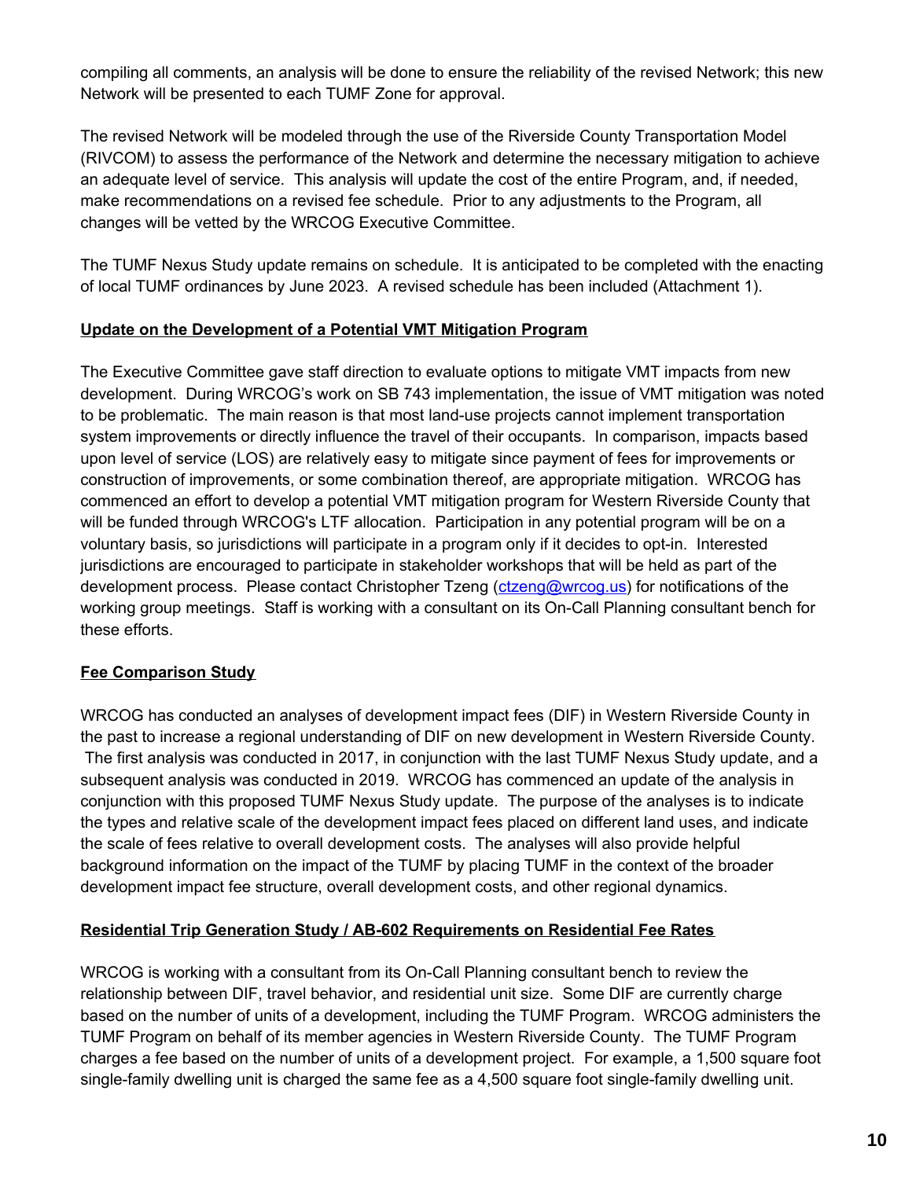compiling all comments, an analysis will be done to ensure the reliability of the revised Network; this new Network will be presented to each TUMF Zone for approval.

The revised Network will be modeled through the use of the Riverside County Transportation Model (RIVCOM) to assess the performance of the Network and determine the necessary mitigation to achieve an adequate level of service. This analysis will update the cost of the entire Program, and, if needed, make recommendations on a revised fee schedule. Prior to any adjustments to the Program, all changes will be vetted by the WRCOG Executive Committee.

The TUMF Nexus Study update remains on schedule. It is anticipated to be completed with the enacting of local TUMF ordinances by June 2023. A revised schedule has been included (Attachment 1).

**Update on the Development of a Potential VMT Mitigation Program**

The Executive Committee gave staff direction to evaluate options to mitigate VMT impacts from new development. During WRCOG's work on SB 743 implementation, the issue of VMT mitigation was noted to be problematic. The main reason is that most land-use projects cannot implement transportation system improvements or directly influence the travel of their occupants. In comparison, impacts based upon level of service (LOS) are relatively easy to mitigate since payment of fees for improvements or construction of improvements, or some combination thereof, are appropriate mitigation. WRCOG has commenced an effort to develop a potential VMT mitigation program for Western Riverside County that will be funded through WRCOG's LTF allocation. Participation in any potential program will be on a voluntary basis, so jurisdictions will participate in a program only if it decides to opt-in. Interested jurisdictions are encouraged to participate in stakeholder workshops that will be held as part of the development process. Please contact Christopher Tzeng (ctzeng@wrcog.us) for notifications of the working group meetings. Staff is working with a consultant on its On-Call Planning consultant bench for these efforts.

**Fee Comparison Study**

WRCOG has conducted an analyses of development impact fees (DIF) in Western Riverside County in the past to increase a regional understanding of DIF on new development in Western Riverside County. The first analysis was conducted in 2017, in conjunction with the last TUMF Nexus Study update, and a subsequent analysis was conducted in 2019. WRCOG has commenced an update of the analysis in conjunction with this proposed TUMF Nexus Study update. The purpose of the analyses is to indicate the types and relative scale of the development impact fees placed on different land uses, and indicate the scale of fees relative to overall development costs. The analyses will also provide helpful background information on the impact of the TUMF by placing TUMF in the context of the broader development impact fee structure, overall development costs, and other regional dynamics.

**Residential Trip Generation Study / AB-602 Requirements on Residential Fee Rates**

WRCOG is working with a consultant from its On-Call Planning consultant bench to review the relationship between DIF, travel behavior, and residential unit size. Some DIF are currently charge based on the number of units of a development, including the TUMF Program. WRCOG administers the TUMF Program on behalf of its member agencies in Western Riverside County. The TUMF Program charges a fee based on the number of units of a development project. For example, a 1,500 square foot single-family dwelling unit is charged the same fee as a 4,500 square foot single-family dwelling unit.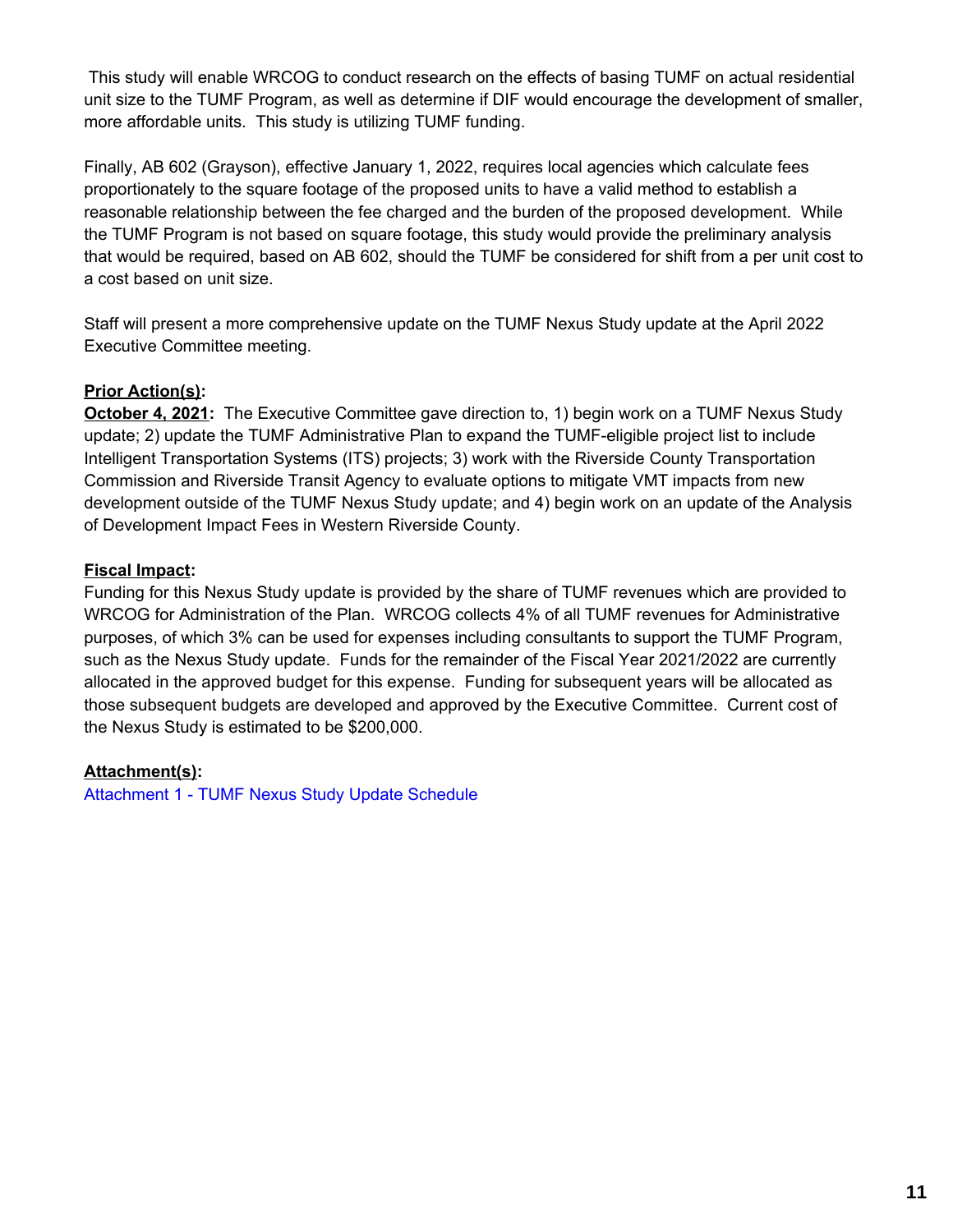This study will enable WRCOG to conduct research on the effects of basing TUMF on actual residential unit size to the TUMF Program, as well as determine if DIF would encourage the development of smaller, more affordable units. This study is utilizing TUMF funding.

Finally, AB 602 (Grayson), effective January 1, 2022, requires local agencies which calculate fees proportionately to the square footage of the proposed units to have a valid method to establish a reasonable relationship between the fee charged and the burden of the proposed development. While the TUMF Program is not based on square footage, this study would provide the preliminary analysis that would be required, based on AB 602, should the TUMF be considered for shift from a per unit cost to a cost based on unit size.

Staff will present a more comprehensive update on the TUMF Nexus Study update at the April 2022 Executive Committee meeting.

**Prior Action(s):**

**October 4, 2021:** The Executive Committee gave direction to, 1) begin work on a TUMF Nexus Study update; 2) update the TUMF Administrative Plan to expand the TUMF-eligible project list to include Intelligent Transportation Systems (ITS) projects; 3) work with the Riverside County Transportation Commission and Riverside Transit Agency to evaluate options to mitigate VMT impacts from new development outside of the TUMF Nexus Study update; and 4) begin work on an update of the Analysis of Development Impact Fees in Western Riverside County.

**Fiscal Impact:**

Funding for this Nexus Study update is provided by the share of TUMF revenues which are provided to WRCOG for Administration of the Plan. WRCOG collects 4% of all TUMF revenues for Administrative purposes, of which 3% can be used for expenses including consultants to support the TUMF Program, such as the Nexus Study update. Funds for the remainder of the Fiscal Year 2021/2022 are currently allocated in the approved budget for this expense. Funding for subsequent years will be allocated as those subsequent budgets are developed and approved by the Executive Committee. Current cost of the Nexus Study is estimated to be $200,000.

**Attachment(s):**

Attachment 1 - TUMF Nexus Study Update Schedule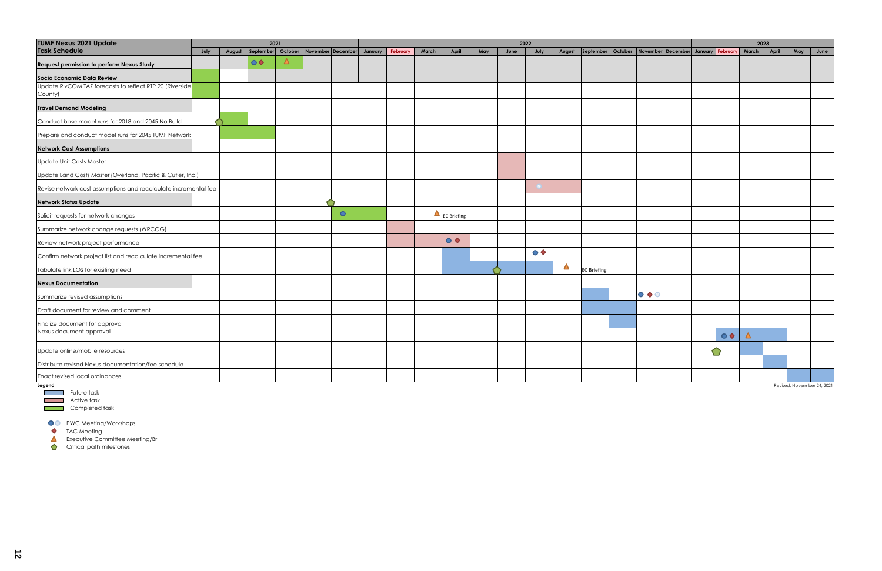| TUMF Nexus 2021 Update Task Schedule | 2021 | | | | | | 2022 | | | | | | | | | | | | 2023 | | | | | |
|---|---|---|---|---|---|---|---|---|---|---|---|---|---|---|---|---|---|---|---|---|---|---|---|---|
| | July | August | September | October | November | December | January | February | March | April | May | June | July | August | September | October | November | December | January | February | March | April | May | June |
| **Request permission to perform Nexus Study** | | | | | | | | | | | | | | | | | | | | | | | | |
| **Socio Economic Data Review** | | | | | | | | | | | | | | | | | | | | | | | | |
| Update RivCOM TAZ forecasts to reflect RTP 20 (Riverside County) | | | | | | | | | | | | | | | | | | | | | | | | |
| **Travel Demand Modeling** | | | | | | | | | | | | | | | | | | | | | | | | |
| Conduct base model runs for 2018 and 2045 No Build | | | | | | | | | | | | | | | | | | | | | | | | |
| Prepare and conduct model runs for 2045 TUMF Network | | | | | | | | | | | | | | | | | | | | | | | | |
| **Network Cost Assumptions** | | | | | | | | | | | | | | | | | | | | | | | | |
| Update Unit Costs Master | | | | | | | | | | | | | | | | | | | | | | | | |
| Update Land Costs Master (Overland, Pacific & Cutler, Inc.) | | | | | | | | | | | | | | | | | | | | | | | | |
| Revise network cost assumptions and recalculate incremental fee | | | | | | | | | | | | | | | | | | | | | | | | |
| **Network Status Update** | | | | | | | | | | | | | | | | | | | | | | | | |
| Solicit requests for network changes | | | | | | | | | | EC Briefing | | | | | | | | | | | | | | |
| Summarize network change requests (WRCOG) | | | | | | | | | | | | | | | | | | | | | | | | |
| Review network project performance | | | | | | | | | | | | | | | | | | | | | | | | |
| Confirm network project list and recalculate incremental fee | | | | | | | | | | | | | | | | | | | | | | | | |
| Tabulate link LOS for exisiting need | | | | | | | | | | | | | | | EC Briefing | | | | | | | | | |
| **Nexus Documentation** | | | | | | | | | | | | | | | | | | | | | | | | |
| Summarize revised assumptions | | | | | | | | | | | | | | | | | | | | | | | | |
| Draft document for review and comment | | | | | | | | | | | | | | | | | | | | | | | | |
| Finalize document for approval | | | | | | | | | | | | | | | | | | | | | | | | |
| Nexus document approval | | | | | | | | | | | | | | | | | | | | | | | | |
| Update online/mobile resources | | | | | | | | | | | | | | | | | | | | | | | | |
| Distribute revised Nexus documentation/fee schedule | | | | | | | | | | | | | | | | | | | | | | | | |
| Enact revised local ordinances | | | | | | | | | | | | | | | | | | | | | | | | |

**Legend**

- Future task
- Active task
- Completed task
- PWC Meeting/Workshops
- TAC Meeting
- Executive Committee Meeting/Br
- Critical path milestones

Revised: November 24, 2021